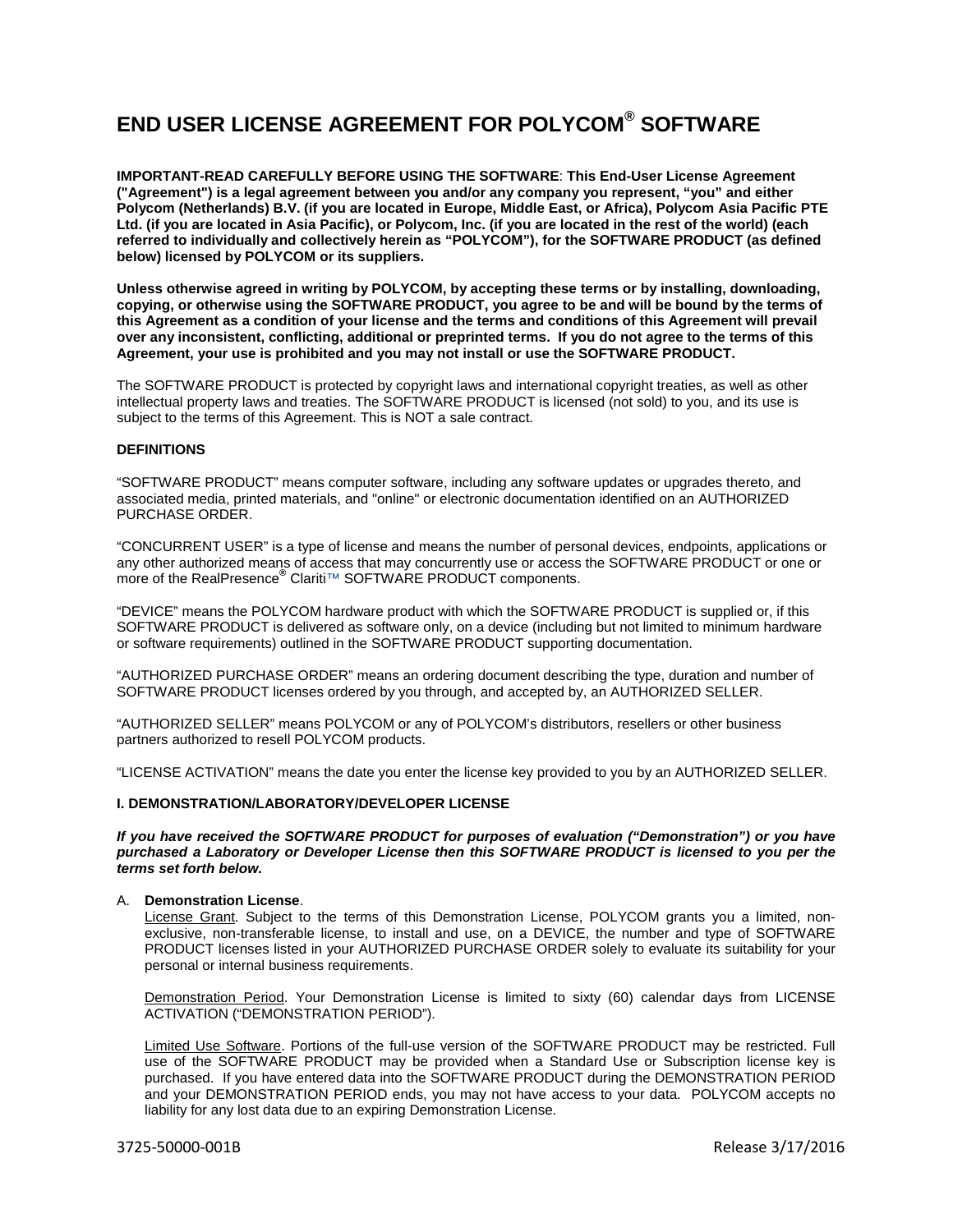# END USER LICENSE AGREEMENT FOR POLYCOM® SOFTWARE

**IMPORTANT-READ CAREFULLY BEFORE USING THE SOFTWARE**: **This End-User License Agreement ("Agreement") is a legal agreement between you and/or any company you represent, "you" and either Polycom (Netherlands) B.V. (if you are located in Europe, Middle East, or Africa), Polycom Asia Pacific PTE Ltd. (if you are located in Asia Pacific), or Polycom, Inc. (if you are located in the rest of the world) (each referred to individually and collectively herein as "POLYCOM"), for the SOFTWARE PRODUCT (as defined below) licensed by POLYCOM or its suppliers.**

**Unless otherwise agreed in writing by POLYCOM, by accepting these terms or by installing, downloading, copying, or otherwise using the SOFTWARE PRODUCT, you agree to be and will be bound by the terms of this Agreement as a condition of your license and the terms and conditions of this Agreement will prevail over any inconsistent, conflicting, additional or preprinted terms. If you do not agree to the terms of this Agreement, your use is prohibited and you may not install or use the SOFTWARE PRODUCT.**

The SOFTWARE PRODUCT is protected by copyright laws and international copyright treaties, as well as other intellectual property laws and treaties. The SOFTWARE PRODUCT is licensed (not sold) to you, and its use is subject to the terms of this Agreement. This is NOT a sale contract.

**DEFINITIONS**

"SOFTWARE PRODUCT" means computer software, including any software updates or upgrades thereto, and associated media, printed materials, and "online" or electronic documentation identified on an AUTHORIZED PURCHASE ORDER.

"CONCURRENT USER" is a type of license and means the number of personal devices, endpoints, applications or any other authorized means of access that may concurrently use or access the SOFTWARE PRODUCT or one or more of the RealPresence® Clariti™ SOFTWARE PRODUCT components.

"DEVICE" means the POLYCOM hardware product with which the SOFTWARE PRODUCT is supplied or, if this SOFTWARE PRODUCT is delivered as software only, on a device (including but not limited to minimum hardware or software requirements) outlined in the SOFTWARE PRODUCT supporting documentation.

"AUTHORIZED PURCHASE ORDER" means an ordering document describing the type, duration and number of SOFTWARE PRODUCT licenses ordered by you through, and accepted by, an AUTHORIZED SELLER.

"AUTHORIZED SELLER" means POLYCOM or any of POLYCOM's distributors, resellers or other business partners authorized to resell POLYCOM products.

"LICENSE ACTIVATION" means the date you enter the license key provided to you by an AUTHORIZED SELLER.

**I. DEMONSTRATION/LABORATORY/DEVELOPER LICENSE**

***If you have received the SOFTWARE PRODUCT for purposes of evaluation ("Demonstration") or you have purchased a Laboratory or Developer License then this SOFTWARE PRODUCT is licensed to you per the terms set forth below.***

A. **Demonstration License**.

<u>License Grant</u>. Subject to the terms of this Demonstration License, POLYCOM grants you a limited, non-exclusive, non-transferable license, to install and use, on a DEVICE, the number and type of SOFTWARE PRODUCT licenses listed in your AUTHORIZED PURCHASE ORDER solely to evaluate its suitability for your personal or internal business requirements.

<u>Demonstration Period</u>. Your Demonstration License is limited to sixty (60) calendar days from LICENSE ACTIVATION ("DEMONSTRATION PERIOD").

<u>Limited Use Software</u>. Portions of the full-use version of the SOFTWARE PRODUCT may be restricted. Full use of the SOFTWARE PRODUCT may be provided when a Standard Use or Subscription license key is purchased. If you have entered data into the SOFTWARE PRODUCT during the DEMONSTRATION PERIOD and your DEMONSTRATION PERIOD ends, you may not have access to your data. POLYCOM accepts no liability for any lost data due to an expiring Demonstration License.

3725-50000-001B Release 3/17/2016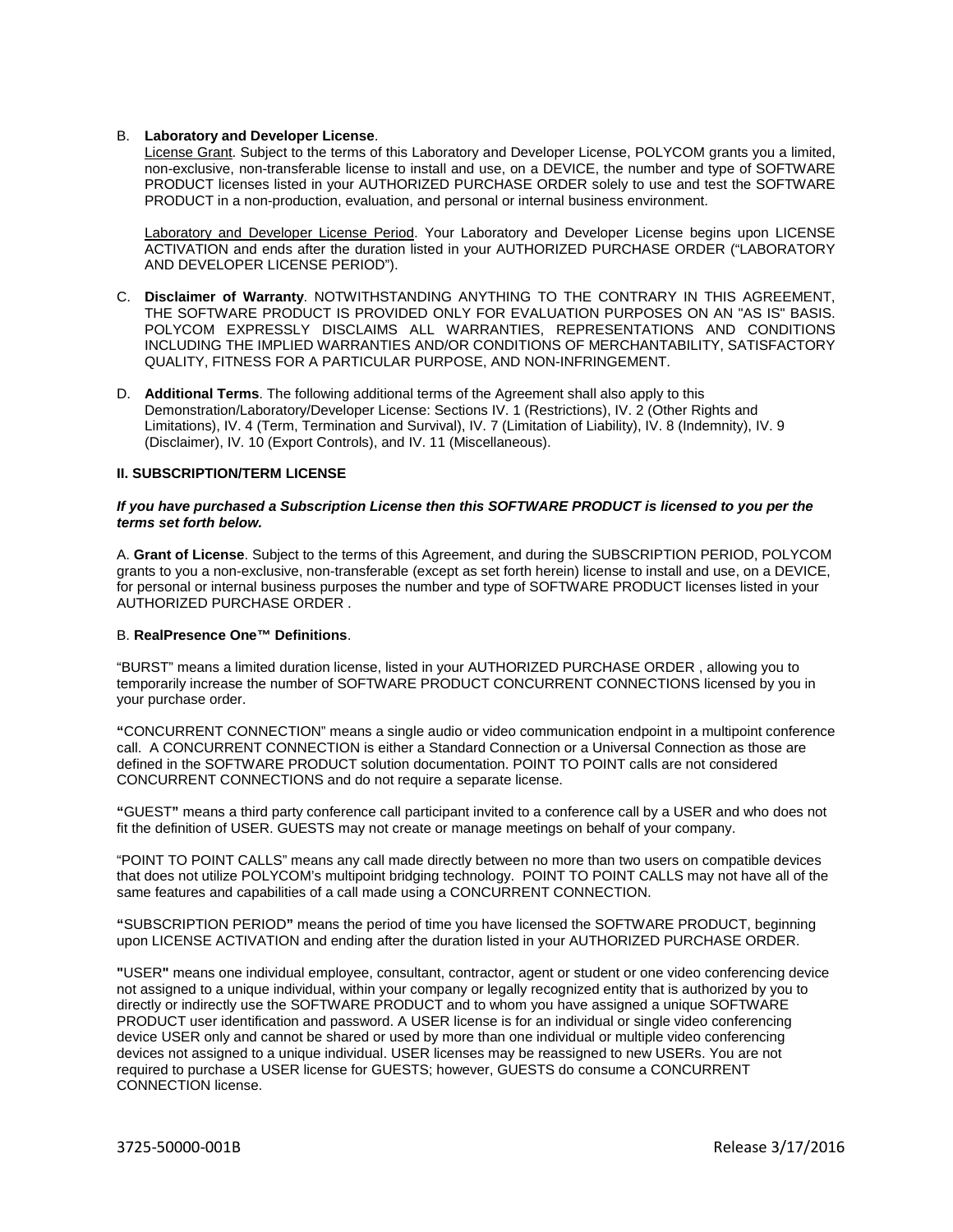B. **Laboratory and Developer License**.

License Grant. Subject to the terms of this Laboratory and Developer License, POLYCOM grants you a limited, non-exclusive, non-transferable license to install and use, on a DEVICE, the number and type of SOFTWARE PRODUCT licenses listed in your AUTHORIZED PURCHASE ORDER solely to use and test the SOFTWARE PRODUCT in a non-production, evaluation, and personal or internal business environment.

Laboratory and Developer License Period. Your Laboratory and Developer License begins upon LICENSE ACTIVATION and ends after the duration listed in your AUTHORIZED PURCHASE ORDER ("LABORATORY AND DEVELOPER LICENSE PERIOD").

C. **Disclaimer of Warranty**. NOTWITHSTANDING ANYTHING TO THE CONTRARY IN THIS AGREEMENT, THE SOFTWARE PRODUCT IS PROVIDED ONLY FOR EVALUATION PURPOSES ON AN "AS IS" BASIS. POLYCOM EXPRESSLY DISCLAIMS ALL WARRANTIES, REPRESENTATIONS AND CONDITIONS INCLUDING THE IMPLIED WARRANTIES AND/OR CONDITIONS OF MERCHANTABILITY, SATISFACTORY QUALITY, FITNESS FOR A PARTICULAR PURPOSE, AND NON-INFRINGEMENT.

D. **Additional Terms**. The following additional terms of the Agreement shall also apply to this Demonstration/Laboratory/Developer License: Sections IV. 1 (Restrictions), IV. 2 (Other Rights and Limitations), IV. 4 (Term, Termination and Survival), IV. 7 (Limitation of Liability), IV. 8 (Indemnity), IV. 9 (Disclaimer), IV. 10 (Export Controls), and IV. 11 (Miscellaneous).

**II. SUBSCRIPTION/TERM LICENSE**

***If you have purchased a Subscription License then this SOFTWARE PRODUCT is licensed to you per the terms set forth below.***

A. **Grant of License**. Subject to the terms of this Agreement, and during the SUBSCRIPTION PERIOD, POLYCOM grants to you a non-exclusive, non-transferable (except as set forth herein) license to install and use, on a DEVICE, for personal or internal business purposes the number and type of SOFTWARE PRODUCT licenses listed in your AUTHORIZED PURCHASE ORDER .

B. **RealPresence One™ Definitions**.

"BURST" means a limited duration license, listed in your AUTHORIZED PURCHASE ORDER , allowing you to temporarily increase the number of SOFTWARE PRODUCT CONCURRENT CONNECTIONS licensed by you in your purchase order.

**"**CONCURRENT CONNECTION" means a single audio or video communication endpoint in a multipoint conference call. A CONCURRENT CONNECTION is either a Standard Connection or a Universal Connection as those are defined in the SOFTWARE PRODUCT solution documentation. POINT TO POINT calls are not considered CONCURRENT CONNECTIONS and do not require a separate license.

**"**GUEST**"** means a third party conference call participant invited to a conference call by a USER and who does not fit the definition of USER. GUESTS may not create or manage meetings on behalf of your company.

"POINT TO POINT CALLS" means any call made directly between no more than two users on compatible devices that does not utilize POLYCOM's multipoint bridging technology. POINT TO POINT CALLS may not have all of the same features and capabilities of a call made using a CONCURRENT CONNECTION.

**"**SUBSCRIPTION PERIOD**"** means the period of time you have licensed the SOFTWARE PRODUCT, beginning upon LICENSE ACTIVATION and ending after the duration listed in your AUTHORIZED PURCHASE ORDER.

**"**USER**"** means one individual employee, consultant, contractor, agent or student or one video conferencing device not assigned to a unique individual, within your company or legally recognized entity that is authorized by you to directly or indirectly use the SOFTWARE PRODUCT and to whom you have assigned a unique SOFTWARE PRODUCT user identification and password. A USER license is for an individual or single video conferencing device USER only and cannot be shared or used by more than one individual or multiple video conferencing devices not assigned to a unique individual. USER licenses may be reassigned to new USERs. You are not required to purchase a USER license for GUESTS; however, GUESTS do consume a CONCURRENT CONNECTION license.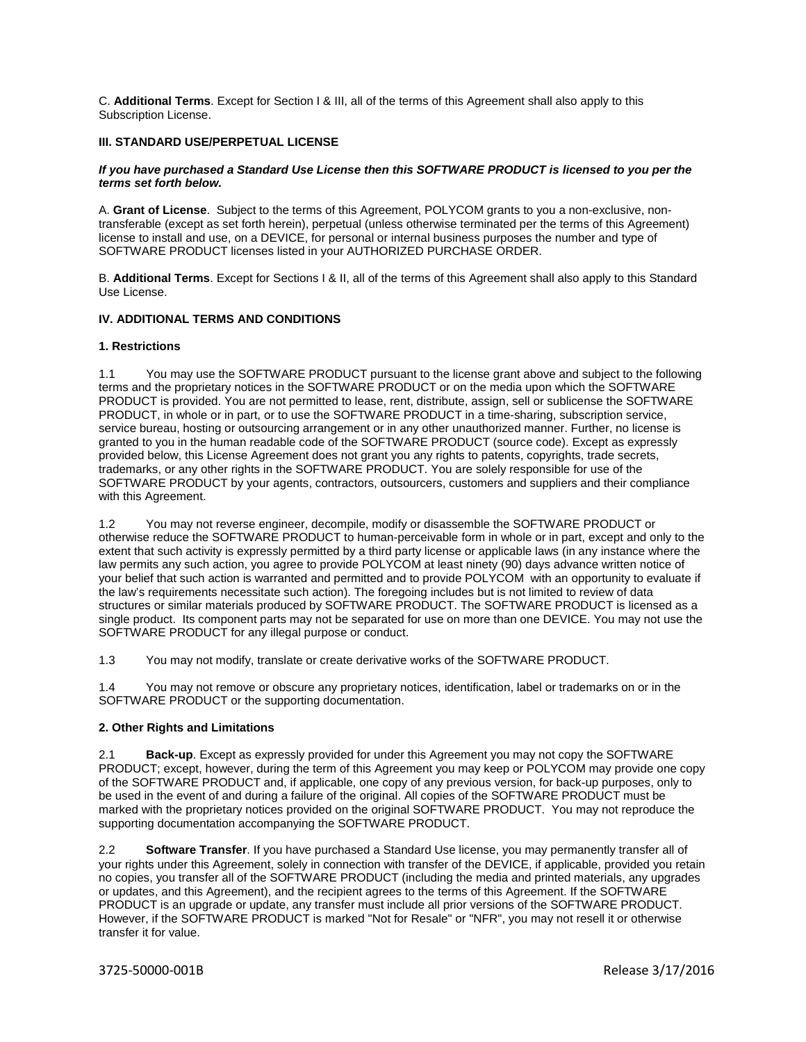C. **Additional Terms**. Except for Section I & III, all of the terms of this Agreement shall also apply to this Subscription License.

### III. STANDARD USE/PERPETUAL LICENSE

***If you have purchased a Standard Use License then this SOFTWARE PRODUCT is licensed to you per the terms set forth below.***

A. **Grant of License**. Subject to the terms of this Agreement, POLYCOM grants to you a non-exclusive, non-transferable (except as set forth herein), perpetual (unless otherwise terminated per the terms of this Agreement) license to install and use, on a DEVICE, for personal or internal business purposes the number and type of SOFTWARE PRODUCT licenses listed in your AUTHORIZED PURCHASE ORDER.

B. **Additional Terms**. Except for Sections I & II, all of the terms of this Agreement shall also apply to this Standard Use License.

### IV. ADDITIONAL TERMS AND CONDITIONS

#### 1. Restrictions

1.1 You may use the SOFTWARE PRODUCT pursuant to the license grant above and subject to the following terms and the proprietary notices in the SOFTWARE PRODUCT or on the media upon which the SOFTWARE PRODUCT is provided. You are not permitted to lease, rent, distribute, assign, sell or sublicense the SOFTWARE PRODUCT, in whole or in part, or to use the SOFTWARE PRODUCT in a time-sharing, subscription service, service bureau, hosting or outsourcing arrangement or in any other unauthorized manner. Further, no license is granted to you in the human readable code of the SOFTWARE PRODUCT (source code). Except as expressly provided below, this License Agreement does not grant you any rights to patents, copyrights, trade secrets, trademarks, or any other rights in the SOFTWARE PRODUCT. You are solely responsible for use of the SOFTWARE PRODUCT by your agents, contractors, outsourcers, customers and suppliers and their compliance with this Agreement.

1.2 You may not reverse engineer, decompile, modify or disassemble the SOFTWARE PRODUCT or otherwise reduce the SOFTWARE PRODUCT to human-perceivable form in whole or in part, except and only to the extent that such activity is expressly permitted by a third party license or applicable laws (in any instance where the law permits any such action, you agree to provide POLYCOM at least ninety (90) days advance written notice of your belief that such action is warranted and permitted and to provide POLYCOM with an opportunity to evaluate if the law's requirements necessitate such action). The foregoing includes but is not limited to review of data structures or similar materials produced by SOFTWARE PRODUCT. The SOFTWARE PRODUCT is licensed as a single product. Its component parts may not be separated for use on more than one DEVICE. You may not use the SOFTWARE PRODUCT for any illegal purpose or conduct.

1.3 You may not modify, translate or create derivative works of the SOFTWARE PRODUCT.

1.4 You may not remove or obscure any proprietary notices, identification, label or trademarks on or in the SOFTWARE PRODUCT or the supporting documentation.

#### 2. Other Rights and Limitations

2.1 **Back-up**. Except as expressly provided for under this Agreement you may not copy the SOFTWARE PRODUCT; except, however, during the term of this Agreement you may keep or POLYCOM may provide one copy of the SOFTWARE PRODUCT and, if applicable, one copy of any previous version, for back-up purposes, only to be used in the event of and during a failure of the original. All copies of the SOFTWARE PRODUCT must be marked with the proprietary notices provided on the original SOFTWARE PRODUCT. You may not reproduce the supporting documentation accompanying the SOFTWARE PRODUCT.

2.2 **Software Transfer**. If you have purchased a Standard Use license, you may permanently transfer all of your rights under this Agreement, solely in connection with transfer of the DEVICE, if applicable, provided you retain no copies, you transfer all of the SOFTWARE PRODUCT (including the media and printed materials, any upgrades or updates, and this Agreement), and the recipient agrees to the terms of this Agreement. If the SOFTWARE PRODUCT is an upgrade or update, any transfer must include all prior versions of the SOFTWARE PRODUCT. However, if the SOFTWARE PRODUCT is marked "Not for Resale" or "NFR", you may not resell it or otherwise transfer it for value.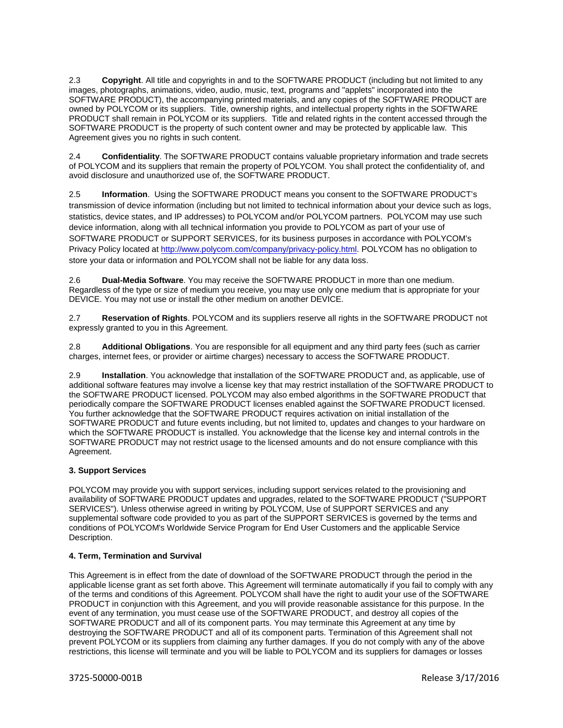2.3 **Copyright**. All title and copyrights in and to the SOFTWARE PRODUCT (including but not limited to any images, photographs, animations, video, audio, music, text, programs and "applets" incorporated into the SOFTWARE PRODUCT), the accompanying printed materials, and any copies of the SOFTWARE PRODUCT are owned by POLYCOM or its suppliers. Title, ownership rights, and intellectual property rights in the SOFTWARE PRODUCT shall remain in POLYCOM or its suppliers. Title and related rights in the content accessed through the SOFTWARE PRODUCT is the property of such content owner and may be protected by applicable law. This Agreement gives you no rights in such content.

2.4 **Confidentiality**. The SOFTWARE PRODUCT contains valuable proprietary information and trade secrets of POLYCOM and its suppliers that remain the property of POLYCOM. You shall protect the confidentiality of, and avoid disclosure and unauthorized use of, the SOFTWARE PRODUCT.

2.5 **Information**. Using the SOFTWARE PRODUCT means you consent to the SOFTWARE PRODUCT's transmission of device information (including but not limited to technical information about your device such as logs, statistics, device states, and IP addresses) to POLYCOM and/or POLYCOM partners. POLYCOM may use such device information, along with all technical information you provide to POLYCOM as part of your use of SOFTWARE PRODUCT or SUPPORT SERVICES, for its business purposes in accordance with POLYCOM's Privacy Policy located at [http://www.polycom.com/company/privacy-policy.html](http://www.polycom.com/company/privacy-policy.html). POLYCOM has no obligation to store your data or information and POLYCOM shall not be liable for any data loss.

2.6 **Dual-Media Software**. You may receive the SOFTWARE PRODUCT in more than one medium. Regardless of the type or size of medium you receive, you may use only one medium that is appropriate for your DEVICE. You may not use or install the other medium on another DEVICE.

2.7 **Reservation of Rights**. POLYCOM and its suppliers reserve all rights in the SOFTWARE PRODUCT not expressly granted to you in this Agreement.

2.8 **Additional Obligations**. You are responsible for all equipment and any third party fees (such as carrier charges, internet fees, or provider or airtime charges) necessary to access the SOFTWARE PRODUCT.

2.9 **Installation**. You acknowledge that installation of the SOFTWARE PRODUCT and, as applicable, use of additional software features may involve a license key that may restrict installation of the SOFTWARE PRODUCT to the SOFTWARE PRODUCT licensed. POLYCOM may also embed algorithms in the SOFTWARE PRODUCT that periodically compare the SOFTWARE PRODUCT licenses enabled against the SOFTWARE PRODUCT licensed. You further acknowledge that the SOFTWARE PRODUCT requires activation on initial installation of the SOFTWARE PRODUCT and future events including, but not limited to, updates and changes to your hardware on which the SOFTWARE PRODUCT is installed. You acknowledge that the license key and internal controls in the SOFTWARE PRODUCT may not restrict usage to the licensed amounts and do not ensure compliance with this Agreement.

**3. Support Services**

POLYCOM may provide you with support services, including support services related to the provisioning and availability of SOFTWARE PRODUCT updates and upgrades, related to the SOFTWARE PRODUCT ("SUPPORT SERVICES"). Unless otherwise agreed in writing by POLYCOM, Use of SUPPORT SERVICES and any supplemental software code provided to you as part of the SUPPORT SERVICES is governed by the terms and conditions of POLYCOM's Worldwide Service Program for End User Customers and the applicable Service Description.

**4. Term, Termination and Survival**

This Agreement is in effect from the date of download of the SOFTWARE PRODUCT through the period in the applicable license grant as set forth above. This Agreement will terminate automatically if you fail to comply with any of the terms and conditions of this Agreement. POLYCOM shall have the right to audit your use of the SOFTWARE PRODUCT in conjunction with this Agreement, and you will provide reasonable assistance for this purpose. In the event of any termination, you must cease use of the SOFTWARE PRODUCT, and destroy all copies of the SOFTWARE PRODUCT and all of its component parts. You may terminate this Agreement at any time by destroying the SOFTWARE PRODUCT and all of its component parts. Termination of this Agreement shall not prevent POLYCOM or its suppliers from claiming any further damages. If you do not comply with any of the above restrictions, this license will terminate and you will be liable to POLYCOM and its suppliers for damages or losses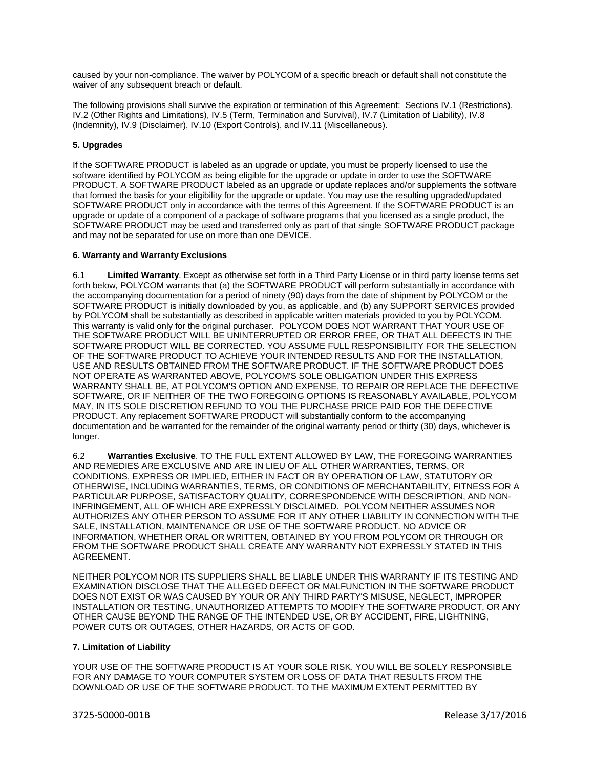caused by your non-compliance. The waiver by POLYCOM of a specific breach or default shall not constitute the waiver of any subsequent breach or default.

The following provisions shall survive the expiration or termination of this Agreement: Sections IV.1 (Restrictions), IV.2 (Other Rights and Limitations), IV.5 (Term, Termination and Survival), IV.7 (Limitation of Liability), IV.8 (Indemnity), IV.9 (Disclaimer), IV.10 (Export Controls), and IV.11 (Miscellaneous).

**5. Upgrades**

If the SOFTWARE PRODUCT is labeled as an upgrade or update, you must be properly licensed to use the software identified by POLYCOM as being eligible for the upgrade or update in order to use the SOFTWARE PRODUCT. A SOFTWARE PRODUCT labeled as an upgrade or update replaces and/or supplements the software that formed the basis for your eligibility for the upgrade or update. You may use the resulting upgraded/updated SOFTWARE PRODUCT only in accordance with the terms of this Agreement. If the SOFTWARE PRODUCT is an upgrade or update of a component of a package of software programs that you licensed as a single product, the SOFTWARE PRODUCT may be used and transferred only as part of that single SOFTWARE PRODUCT package and may not be separated for use on more than one DEVICE.

**6. Warranty and Warranty Exclusions**

6.1 **Limited Warranty**. Except as otherwise set forth in a Third Party License or in third party license terms set forth below, POLYCOM warrants that (a) the SOFTWARE PRODUCT will perform substantially in accordance with the accompanying documentation for a period of ninety (90) days from the date of shipment by POLYCOM or the SOFTWARE PRODUCT is initially downloaded by you, as applicable, and (b) any SUPPORT SERVICES provided by POLYCOM shall be substantially as described in applicable written materials provided to you by POLYCOM. This warranty is valid only for the original purchaser. POLYCOM DOES NOT WARRANT THAT YOUR USE OF THE SOFTWARE PRODUCT WILL BE UNINTERRUPTED OR ERROR FREE, OR THAT ALL DEFECTS IN THE SOFTWARE PRODUCT WILL BE CORRECTED. YOU ASSUME FULL RESPONSIBILITY FOR THE SELECTION OF THE SOFTWARE PRODUCT TO ACHIEVE YOUR INTENDED RESULTS AND FOR THE INSTALLATION, USE AND RESULTS OBTAINED FROM THE SOFTWARE PRODUCT. IF THE SOFTWARE PRODUCT DOES NOT OPERATE AS WARRANTED ABOVE, POLYCOM'S SOLE OBLIGATION UNDER THIS EXPRESS WARRANTY SHALL BE, AT POLYCOM'S OPTION AND EXPENSE, TO REPAIR OR REPLACE THE DEFECTIVE SOFTWARE, OR IF NEITHER OF THE TWO FOREGOING OPTIONS IS REASONABLY AVAILABLE, POLYCOM MAY, IN ITS SOLE DISCRETION REFUND TO YOU THE PURCHASE PRICE PAID FOR THE DEFECTIVE PRODUCT. Any replacement SOFTWARE PRODUCT will substantially conform to the accompanying documentation and be warranted for the remainder of the original warranty period or thirty (30) days, whichever is longer.

6.2 **Warranties Exclusive**. TO THE FULL EXTENT ALLOWED BY LAW, THE FOREGOING WARRANTIES AND REMEDIES ARE EXCLUSIVE AND ARE IN LIEU OF ALL OTHER WARRANTIES, TERMS, OR CONDITIONS, EXPRESS OR IMPLIED, EITHER IN FACT OR BY OPERATION OF LAW, STATUTORY OR OTHERWISE, INCLUDING WARRANTIES, TERMS, OR CONDITIONS OF MERCHANTABILITY, FITNESS FOR A PARTICULAR PURPOSE, SATISFACTORY QUALITY, CORRESPONDENCE WITH DESCRIPTION, AND NON-INFRINGEMENT, ALL OF WHICH ARE EXPRESSLY DISCLAIMED. POLYCOM NEITHER ASSUMES NOR AUTHORIZES ANY OTHER PERSON TO ASSUME FOR IT ANY OTHER LIABILITY IN CONNECTION WITH THE SALE, INSTALLATION, MAINTENANCE OR USE OF THE SOFTWARE PRODUCT. NO ADVICE OR INFORMATION, WHETHER ORAL OR WRITTEN, OBTAINED BY YOU FROM POLYCOM OR THROUGH OR FROM THE SOFTWARE PRODUCT SHALL CREATE ANY WARRANTY NOT EXPRESSLY STATED IN THIS AGREEMENT.

NEITHER POLYCOM NOR ITS SUPPLIERS SHALL BE LIABLE UNDER THIS WARRANTY IF ITS TESTING AND EXAMINATION DISCLOSE THAT THE ALLEGED DEFECT OR MALFUNCTION IN THE SOFTWARE PRODUCT DOES NOT EXIST OR WAS CAUSED BY YOUR OR ANY THIRD PARTY'S MISUSE, NEGLECT, IMPROPER INSTALLATION OR TESTING, UNAUTHORIZED ATTEMPTS TO MODIFY THE SOFTWARE PRODUCT, OR ANY OTHER CAUSE BEYOND THE RANGE OF THE INTENDED USE, OR BY ACCIDENT, FIRE, LIGHTNING, POWER CUTS OR OUTAGES, OTHER HAZARDS, OR ACTS OF GOD.

**7. Limitation of Liability**

YOUR USE OF THE SOFTWARE PRODUCT IS AT YOUR SOLE RISK. YOU WILL BE SOLELY RESPONSIBLE FOR ANY DAMAGE TO YOUR COMPUTER SYSTEM OR LOSS OF DATA THAT RESULTS FROM THE DOWNLOAD OR USE OF THE SOFTWARE PRODUCT. TO THE MAXIMUM EXTENT PERMITTED BY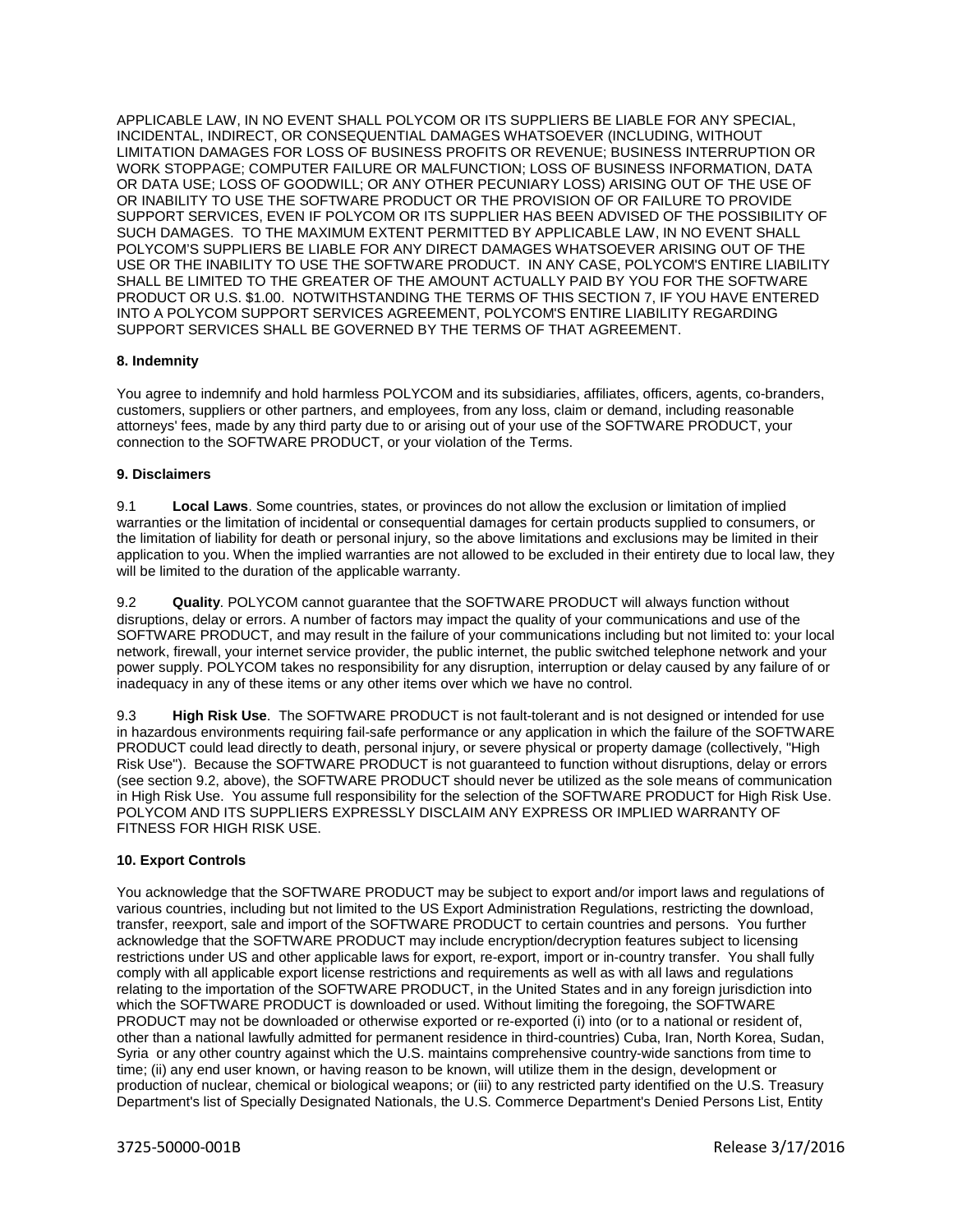APPLICABLE LAW, IN NO EVENT SHALL POLYCOM OR ITS SUPPLIERS BE LIABLE FOR ANY SPECIAL, INCIDENTAL, INDIRECT, OR CONSEQUENTIAL DAMAGES WHATSOEVER (INCLUDING, WITHOUT LIMITATION DAMAGES FOR LOSS OF BUSINESS PROFITS OR REVENUE; BUSINESS INTERRUPTION OR WORK STOPPAGE; COMPUTER FAILURE OR MALFUNCTION; LOSS OF BUSINESS INFORMATION, DATA OR DATA USE; LOSS OF GOODWILL; OR ANY OTHER PECUNIARY LOSS) ARISING OUT OF THE USE OF OR INABILITY TO USE THE SOFTWARE PRODUCT OR THE PROVISION OF OR FAILURE TO PROVIDE SUPPORT SERVICES, EVEN IF POLYCOM OR ITS SUPPLIER HAS BEEN ADVISED OF THE POSSIBILITY OF SUCH DAMAGES. TO THE MAXIMUM EXTENT PERMITTED BY APPLICABLE LAW, IN NO EVENT SHALL POLYCOM'S SUPPLIERS BE LIABLE FOR ANY DIRECT DAMAGES WHATSOEVER ARISING OUT OF THE USE OR THE INABILITY TO USE THE SOFTWARE PRODUCT. IN ANY CASE, POLYCOM'S ENTIRE LIABILITY SHALL BE LIMITED TO THE GREATER OF THE AMOUNT ACTUALLY PAID BY YOU FOR THE SOFTWARE PRODUCT OR U.S. $1.00. NOTWITHSTANDING THE TERMS OF THIS SECTION 7, IF YOU HAVE ENTERED INTO A POLYCOM SUPPORT SERVICES AGREEMENT, POLYCOM'S ENTIRE LIABILITY REGARDING SUPPORT SERVICES SHALL BE GOVERNED BY THE TERMS OF THAT AGREEMENT.

**8. Indemnity**

You agree to indemnify and hold harmless POLYCOM and its subsidiaries, affiliates, officers, agents, co-branders, customers, suppliers or other partners, and employees, from any loss, claim or demand, including reasonable attorneys' fees, made by any third party due to or arising out of your use of the SOFTWARE PRODUCT, your connection to the SOFTWARE PRODUCT, or your violation of the Terms.

**9. Disclaimers**

9.1 **Local Laws**. Some countries, states, or provinces do not allow the exclusion or limitation of implied warranties or the limitation of incidental or consequential damages for certain products supplied to consumers, or the limitation of liability for death or personal injury, so the above limitations and exclusions may be limited in their application to you. When the implied warranties are not allowed to be excluded in their entirety due to local law, they will be limited to the duration of the applicable warranty.

9.2 **Quality**. POLYCOM cannot guarantee that the SOFTWARE PRODUCT will always function without disruptions, delay or errors. A number of factors may impact the quality of your communications and use of the SOFTWARE PRODUCT, and may result in the failure of your communications including but not limited to: your local network, firewall, your internet service provider, the public internet, the public switched telephone network and your power supply. POLYCOM takes no responsibility for any disruption, interruption or delay caused by any failure of or inadequacy in any of these items or any other items over which we have no control.

9.3 **High Risk Use**. The SOFTWARE PRODUCT is not fault-tolerant and is not designed or intended for use in hazardous environments requiring fail-safe performance or any application in which the failure of the SOFTWARE PRODUCT could lead directly to death, personal injury, or severe physical or property damage (collectively, "High Risk Use"). Because the SOFTWARE PRODUCT is not guaranteed to function without disruptions, delay or errors (see section 9.2, above), the SOFTWARE PRODUCT should never be utilized as the sole means of communication in High Risk Use. You assume full responsibility for the selection of the SOFTWARE PRODUCT for High Risk Use. POLYCOM AND ITS SUPPLIERS EXPRESSLY DISCLAIM ANY EXPRESS OR IMPLIED WARRANTY OF FITNESS FOR HIGH RISK USE.

**10. Export Controls**

You acknowledge that the SOFTWARE PRODUCT may be subject to export and/or import laws and regulations of various countries, including but not limited to the US Export Administration Regulations, restricting the download, transfer, reexport, sale and import of the SOFTWARE PRODUCT to certain countries and persons. You further acknowledge that the SOFTWARE PRODUCT may include encryption/decryption features subject to licensing restrictions under US and other applicable laws for export, re-export, import or in-country transfer. You shall fully comply with all applicable export license restrictions and requirements as well as with all laws and regulations relating to the importation of the SOFTWARE PRODUCT, in the United States and in any foreign jurisdiction into which the SOFTWARE PRODUCT is downloaded or used. Without limiting the foregoing, the SOFTWARE PRODUCT may not be downloaded or otherwise exported or re-exported (i) into (or to a national or resident of, other than a national lawfully admitted for permanent residence in third-countries) Cuba, Iran, North Korea, Sudan, Syria or any other country against which the U.S. maintains comprehensive country-wide sanctions from time to time; (ii) any end user known, or having reason to be known, will utilize them in the design, development or production of nuclear, chemical or biological weapons; or (iii) to any restricted party identified on the U.S. Treasury Department's list of Specially Designated Nationals, the U.S. Commerce Department's Denied Persons List, Entity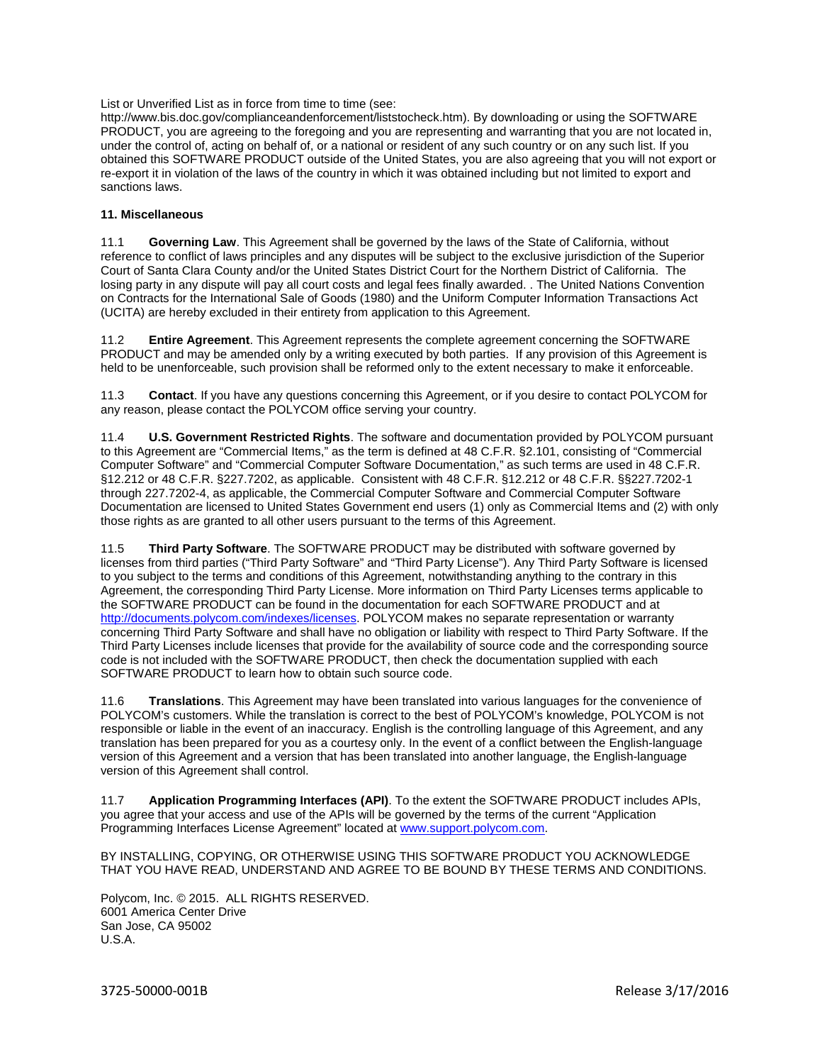List or Unverified List as in force from time to time (see: http://www.bis.doc.gov/complianceandenforcement/liststocheck.htm). By downloading or using the SOFTWARE PRODUCT, you are agreeing to the foregoing and you are representing and warranting that you are not located in, under the control of, acting on behalf of, or a national or resident of any such country or on any such list. If you obtained this SOFTWARE PRODUCT outside of the United States, you are also agreeing that you will not export or re-export it in violation of the laws of the country in which it was obtained including but not limited to export and sanctions laws.

**11. Miscellaneous**

11.1 **Governing Law**. This Agreement shall be governed by the laws of the State of California, without reference to conflict of laws principles and any disputes will be subject to the exclusive jurisdiction of the Superior Court of Santa Clara County and/or the United States District Court for the Northern District of California. The losing party in any dispute will pay all court costs and legal fees finally awarded. . The United Nations Convention on Contracts for the International Sale of Goods (1980) and the Uniform Computer Information Transactions Act (UCITA) are hereby excluded in their entirety from application to this Agreement.

11.2 **Entire Agreement**. This Agreement represents the complete agreement concerning the SOFTWARE PRODUCT and may be amended only by a writing executed by both parties. If any provision of this Agreement is held to be unenforceable, such provision shall be reformed only to the extent necessary to make it enforceable.

11.3 **Contact**. If you have any questions concerning this Agreement, or if you desire to contact POLYCOM for any reason, please contact the POLYCOM office serving your country.

11.4 **U.S. Government Restricted Rights**. The software and documentation provided by POLYCOM pursuant to this Agreement are "Commercial Items," as the term is defined at 48 C.F.R. §2.101, consisting of "Commercial Computer Software" and "Commercial Computer Software Documentation," as such terms are used in 48 C.F.R. §12.212 or 48 C.F.R. §227.7202, as applicable. Consistent with 48 C.F.R. §12.212 or 48 C.F.R. §§227.7202-1 through 227.7202-4, as applicable, the Commercial Computer Software and Commercial Computer Software Documentation are licensed to United States Government end users (1) only as Commercial Items and (2) with only those rights as are granted to all other users pursuant to the terms of this Agreement.

11.5 **Third Party Software**. The SOFTWARE PRODUCT may be distributed with software governed by licenses from third parties ("Third Party Software" and "Third Party License"). Any Third Party Software is licensed to you subject to the terms and conditions of this Agreement, notwithstanding anything to the contrary in this Agreement, the corresponding Third Party License. More information on Third Party Licenses terms applicable to the SOFTWARE PRODUCT can be found in the documentation for each SOFTWARE PRODUCT and at http://documents.polycom.com/indexes/licenses. POLYCOM makes no separate representation or warranty concerning Third Party Software and shall have no obligation or liability with respect to Third Party Software. If the Third Party Licenses include licenses that provide for the availability of source code and the corresponding source code is not included with the SOFTWARE PRODUCT, then check the documentation supplied with each SOFTWARE PRODUCT to learn how to obtain such source code.

11.6 **Translations**. This Agreement may have been translated into various languages for the convenience of POLYCOM's customers. While the translation is correct to the best of POLYCOM's knowledge, POLYCOM is not responsible or liable in the event of an inaccuracy. English is the controlling language of this Agreement, and any translation has been prepared for you as a courtesy only. In the event of a conflict between the English-language version of this Agreement and a version that has been translated into another language, the English-language version of this Agreement shall control.

11.7 **Application Programming Interfaces (API)**. To the extent the SOFTWARE PRODUCT includes APIs, you agree that your access and use of the APIs will be governed by the terms of the current "Application Programming Interfaces License Agreement" located at www.support.polycom.com.

BY INSTALLING, COPYING, OR OTHERWISE USING THIS SOFTWARE PRODUCT YOU ACKNOWLEDGE THAT YOU HAVE READ, UNDERSTAND AND AGREE TO BE BOUND BY THESE TERMS AND CONDITIONS.

Polycom, Inc. © 2015. ALL RIGHTS RESERVED.
6001 America Center Drive
San Jose, CA 95002
U.S.A.

3725-50000-001B Release 3/17/2016